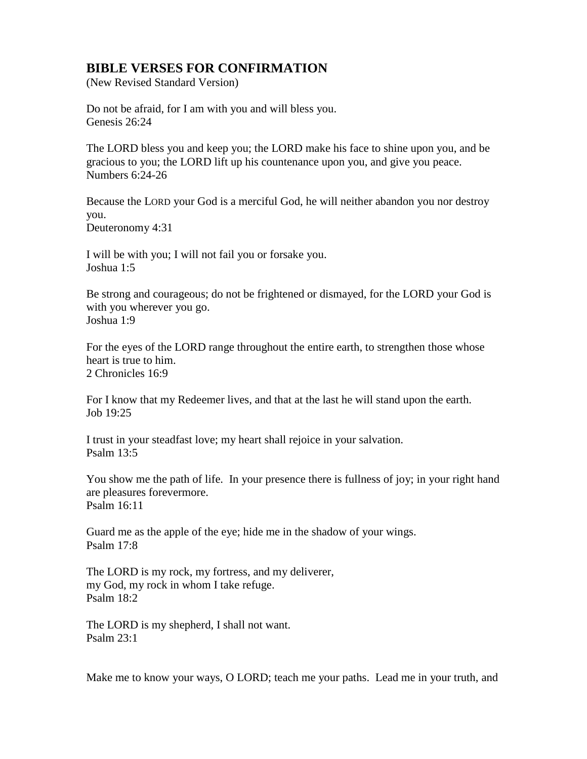## BIBLE VERSES FOR CONFIRMATION

(New Revised Standard Version)

Do not be afraid, for I am with you and will bless you.
Genesis 26:24

The LORD bless you and keep you; the LORD make his face to shine upon you, and be gracious to you; the LORD lift up his countenance upon you, and give you peace.
Numbers 6:24-26

Because the LORD your God is a merciful God, he will neither abandon you nor destroy you.
Deuteronomy 4:31

I will be with you; I will not fail you or forsake you.
Joshua 1:5

Be strong and courageous; do not be frightened or dismayed, for the LORD your God is with you wherever you go.
Joshua 1:9

For the eyes of the LORD range throughout the entire earth, to strengthen those whose heart is true to him.
2 Chronicles 16:9

For I know that my Redeemer lives, and that at the last he will stand upon the earth.
Job 19:25

I trust in your steadfast love; my heart shall rejoice in your salvation.
Psalm 13:5

You show me the path of life. In your presence there is fullness of joy; in your right hand are pleasures forevermore.
Psalm 16:11

Guard me as the apple of the eye; hide me in the shadow of your wings.
Psalm 17:8

The LORD is my rock, my fortress, and my deliverer,
my God, my rock in whom I take refuge.
Psalm 18:2

The LORD is my shepherd, I shall not want.
Psalm 23:1

Make me to know your ways, O LORD; teach me your paths. Lead me in your truth, and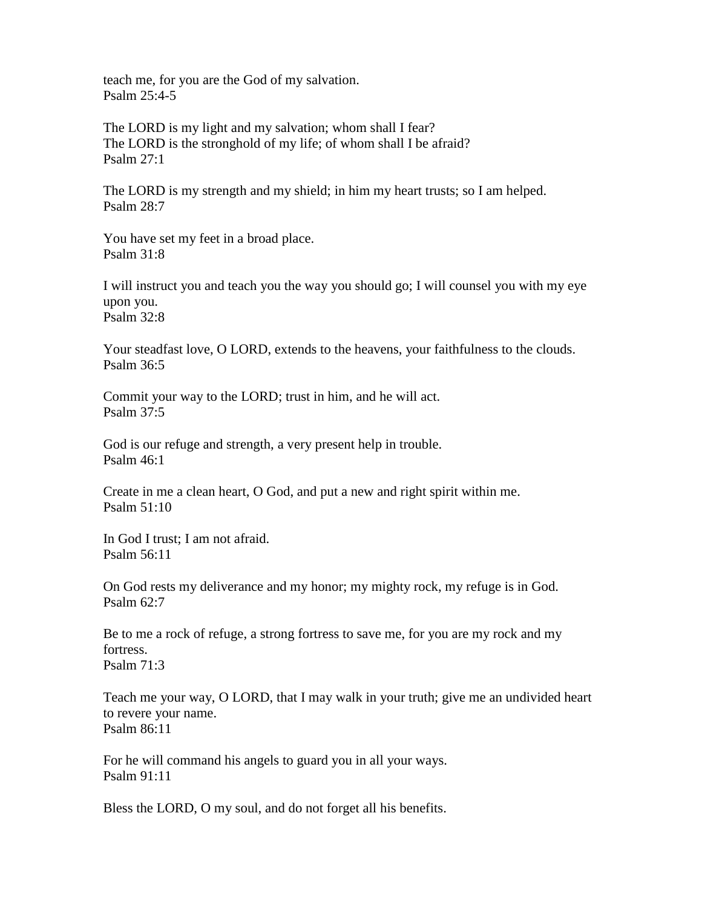teach me, for you are the God of my salvation.
Psalm 25:4-5

The LORD is my light and my salvation; whom shall I fear?
The LORD is the stronghold of my life; of whom shall I be afraid?
Psalm 27:1

The LORD is my strength and my shield; in him my heart trusts; so I am helped.
Psalm 28:7

You have set my feet in a broad place.
Psalm 31:8

I will instruct you and teach you the way you should go; I will counsel you with my eye upon you.
Psalm 32:8

Your steadfast love, O LORD, extends to the heavens, your faithfulness to the clouds.
Psalm 36:5

Commit your way to the LORD; trust in him, and he will act.
Psalm 37:5

God is our refuge and strength, a very present help in trouble.
Psalm 46:1

Create in me a clean heart, O God, and put a new and right spirit within me.
Psalm 51:10

In God I trust; I am not afraid.
Psalm 56:11

On God rests my deliverance and my honor; my mighty rock, my refuge is in God.
Psalm 62:7

Be to me a rock of refuge, a strong fortress to save me, for you are my rock and my fortress.
Psalm 71:3

Teach me your way, O LORD, that I may walk in your truth; give me an undivided heart to revere your name.
Psalm 86:11

For he will command his angels to guard you in all your ways.
Psalm 91:11

Bless the LORD, O my soul, and do not forget all his benefits.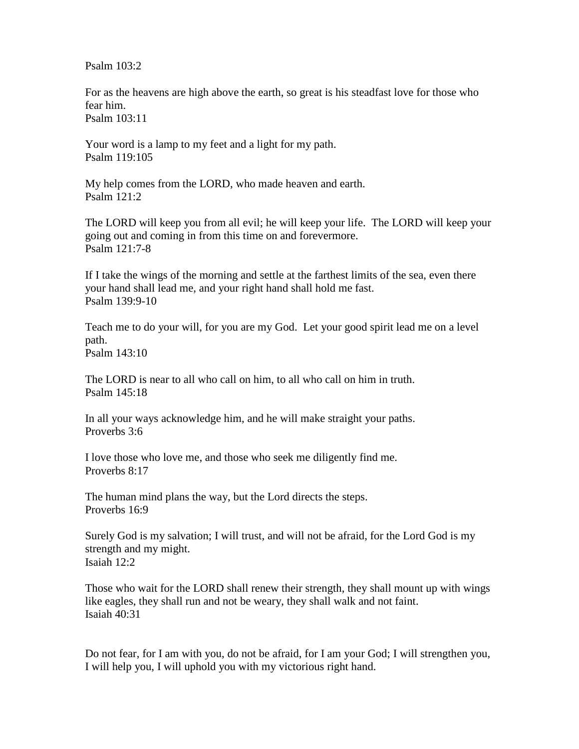Psalm 103:2

For as the heavens are high above the earth, so great is his steadfast love for those who fear him.
Psalm 103:11

Your word is a lamp to my feet and a light for my path.
Psalm 119:105

My help comes from the LORD, who made heaven and earth.
Psalm 121:2

The LORD will keep you from all evil; he will keep your life. The LORD will keep your going out and coming in from this time on and forevermore.
Psalm 121:7-8

If I take the wings of the morning and settle at the farthest limits of the sea, even there your hand shall lead me, and your right hand shall hold me fast.
Psalm 139:9-10

Teach me to do your will, for you are my God. Let your good spirit lead me on a level path.
Psalm 143:10

The LORD is near to all who call on him, to all who call on him in truth.
Psalm 145:18

In all your ways acknowledge him, and he will make straight your paths.
Proverbs 3:6

I love those who love me, and those who seek me diligently find me.
Proverbs 8:17

The human mind plans the way, but the Lord directs the steps.
Proverbs 16:9

Surely God is my salvation; I will trust, and will not be afraid, for the Lord God is my strength and my might.
Isaiah 12:2

Those who wait for the LORD shall renew their strength, they shall mount up with wings like eagles, they shall run and not be weary, they shall walk and not faint.
Isaiah 40:31

Do not fear, for I am with you, do not be afraid, for I am your God; I will strengthen you, I will help you, I will uphold you with my victorious right hand.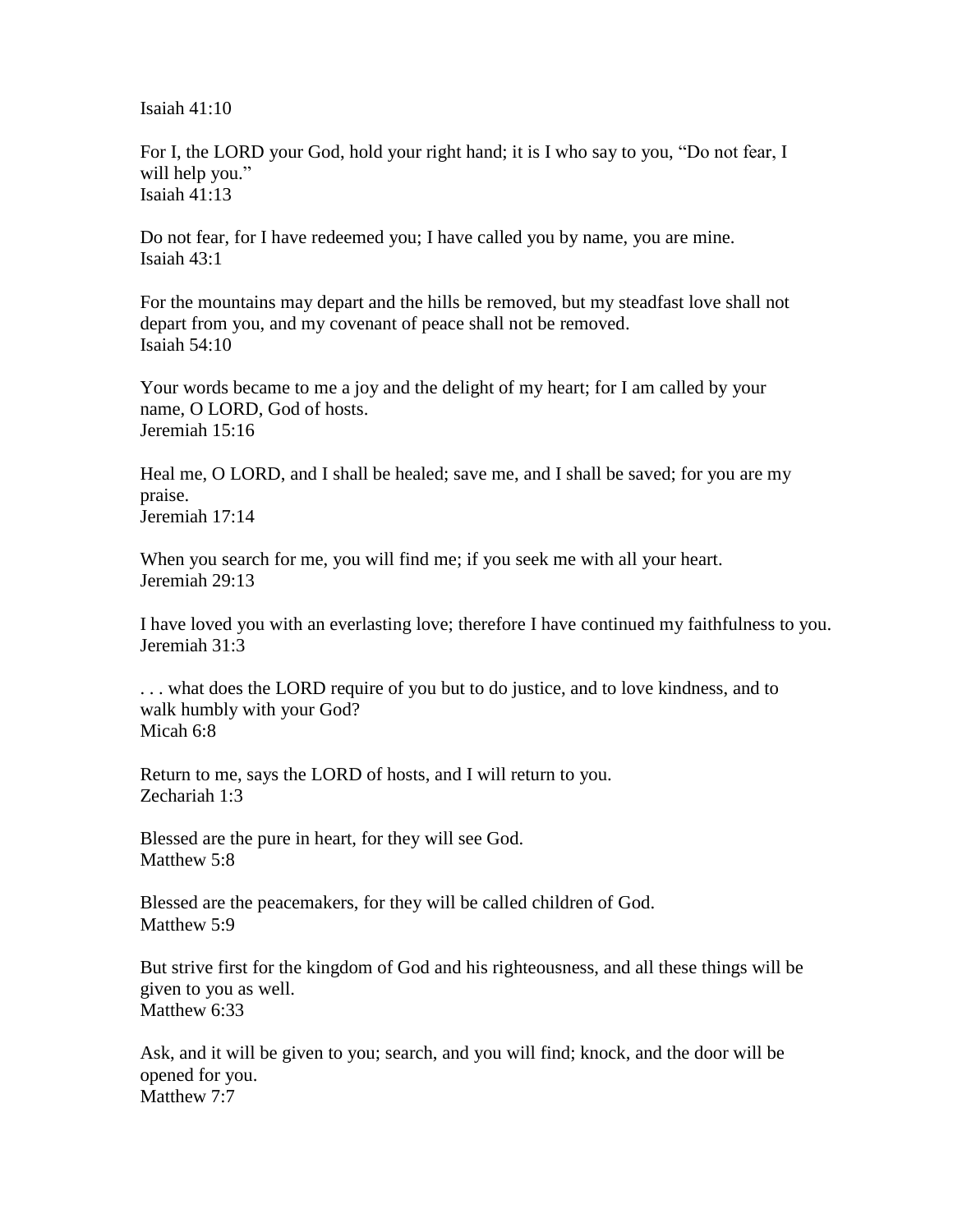Isaiah 41:10

For I, the LORD your God, hold your right hand; it is I who say to you, “Do not fear, I will help you.”
Isaiah 41:13

Do not fear, for I have redeemed you; I have called you by name, you are mine.
Isaiah 43:1

For the mountains may depart and the hills be removed, but my steadfast love shall not depart from you, and my covenant of peace shall not be removed.
Isaiah 54:10

Your words became to me a joy and the delight of my heart; for I am called by your name, O LORD, God of hosts.
Jeremiah 15:16

Heal me, O LORD, and I shall be healed; save me, and I shall be saved; for you are my praise.
Jeremiah 17:14

When you search for me, you will find me; if you seek me with all your heart.
Jeremiah 29:13

I have loved you with an everlasting love; therefore I have continued my faithfulness to you.
Jeremiah 31:3

. . . what does the LORD require of you but to do justice, and to love kindness, and to walk humbly with your God?
Micah 6:8

Return to me, says the LORD of hosts, and I will return to you.
Zechariah 1:3

Blessed are the pure in heart, for they will see God.
Matthew 5:8

Blessed are the peacemakers, for they will be called children of God.
Matthew 5:9

But strive first for the kingdom of God and his righteousness, and all these things will be given to you as well.
Matthew 6:33

Ask, and it will be given to you; search, and you will find; knock, and the door will be opened for you.
Matthew 7:7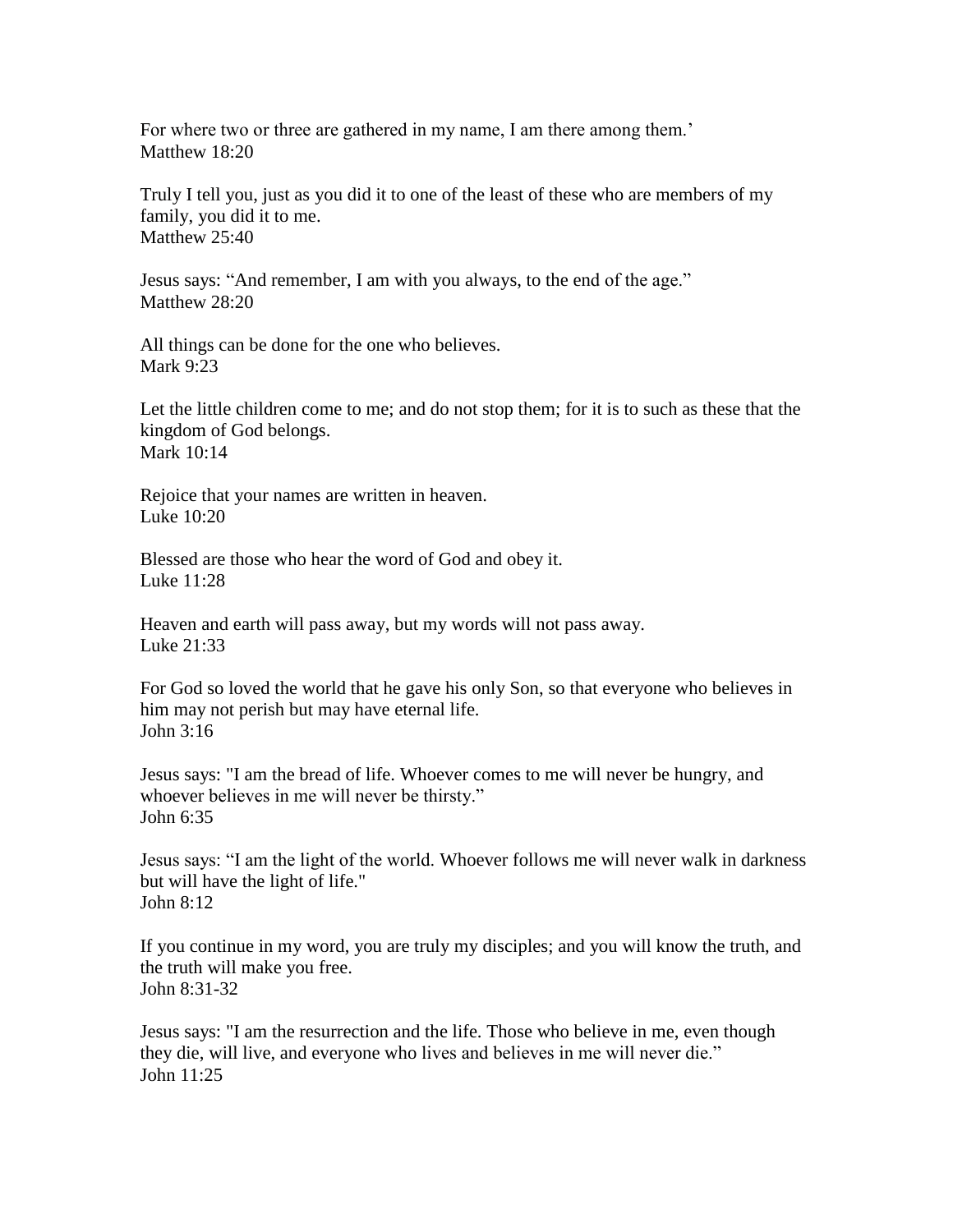For where two or three are gathered in my name, I am there among them.'
Matthew 18:20

Truly I tell you, just as you did it to one of the least of these who are members of my family, you did it to me.
Matthew 25:40

Jesus says: "And remember, I am with you always, to the end of the age."
Matthew 28:20

All things can be done for the one who believes.
Mark 9:23

Let the little children come to me; and do not stop them; for it is to such as these that the kingdom of God belongs.
Mark 10:14

Rejoice that your names are written in heaven.
Luke 10:20

Blessed are those who hear the word of God and obey it.
Luke 11:28

Heaven and earth will pass away, but my words will not pass away.
Luke 21:33

For God so loved the world that he gave his only Son, so that everyone who believes in him may not perish but may have eternal life.
John 3:16

Jesus says: "I am the bread of life. Whoever comes to me will never be hungry, and whoever believes in me will never be thirsty."
John 6:35

Jesus says: "I am the light of the world. Whoever follows me will never walk in darkness but will have the light of life."
John 8:12

If you continue in my word, you are truly my disciples; and you will know the truth, and the truth will make you free.
John 8:31-32

Jesus says: "I am the resurrection and the life. Those who believe in me, even though they die, will live, and everyone who lives and believes in me will never die."
John 11:25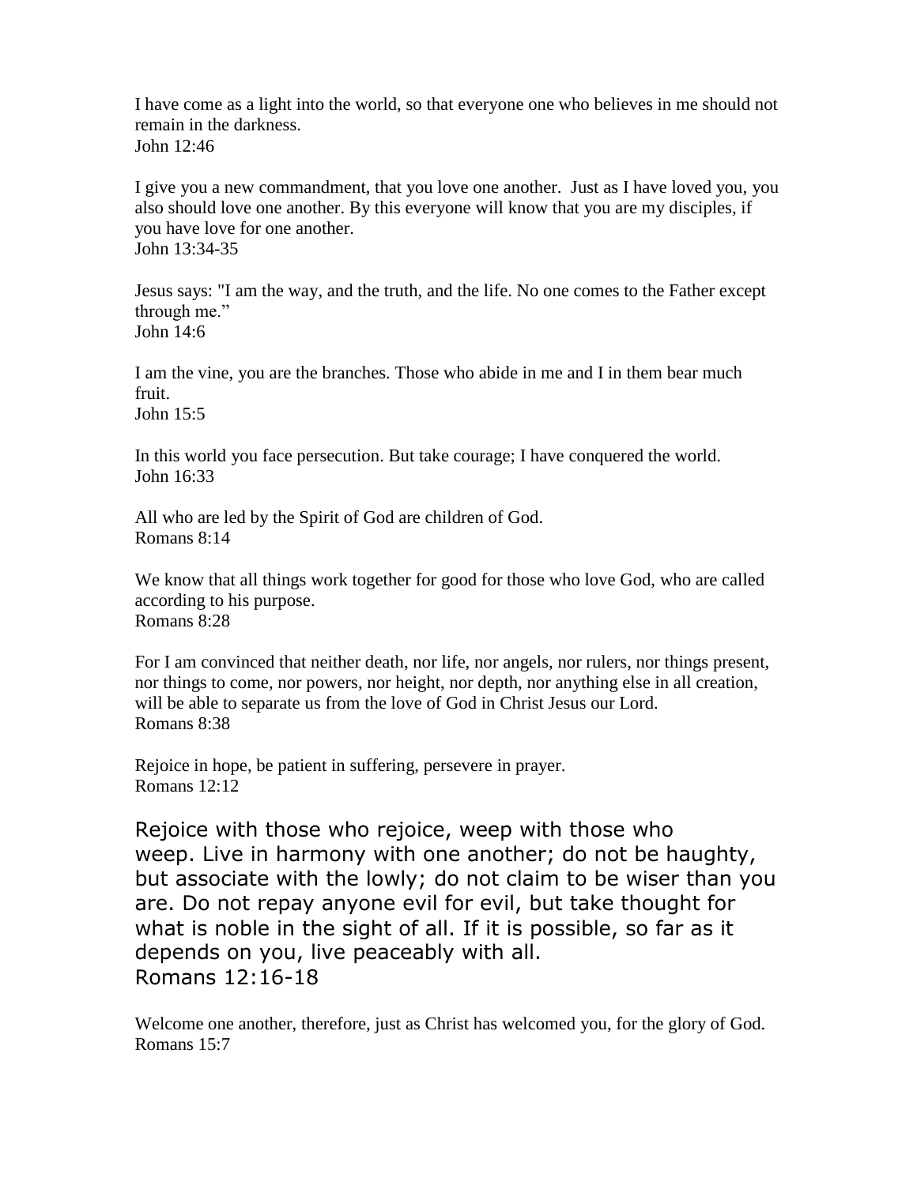I have come as a light into the world, so that everyone one who believes in me should not remain in the darkness.
John 12:46

I give you a new commandment, that you love one another. Just as I have loved you, you also should love one another. By this everyone will know that you are my disciples, if you have love for one another.
John 13:34-35

Jesus says: "I am the way, and the truth, and the life. No one comes to the Father except through me."
John 14:6

I am the vine, you are the branches. Those who abide in me and I in them bear much fruit.
John 15:5

In this world you face persecution. But take courage; I have conquered the world.
John 16:33

All who are led by the Spirit of God are children of God.
Romans 8:14

We know that all things work together for good for those who love God, who are called according to his purpose.
Romans 8:28

For I am convinced that neither death, nor life, nor angels, nor rulers, nor things present, nor things to come, nor powers, nor height, nor depth, nor anything else in all creation, will be able to separate us from the love of God in Christ Jesus our Lord.
Romans 8:38

Rejoice in hope, be patient in suffering, persevere in prayer.
Romans 12:12

Rejoice with those who rejoice, weep with those who weep. Live in harmony with one another; do not be haughty, but associate with the lowly; do not claim to be wiser than you are. Do not repay anyone evil for evil, but take thought for what is noble in the sight of all. If it is possible, so far as it depends on you, live peaceably with all.
Romans 12:16-18

Welcome one another, therefore, just as Christ has welcomed you, for the glory of God.
Romans 15:7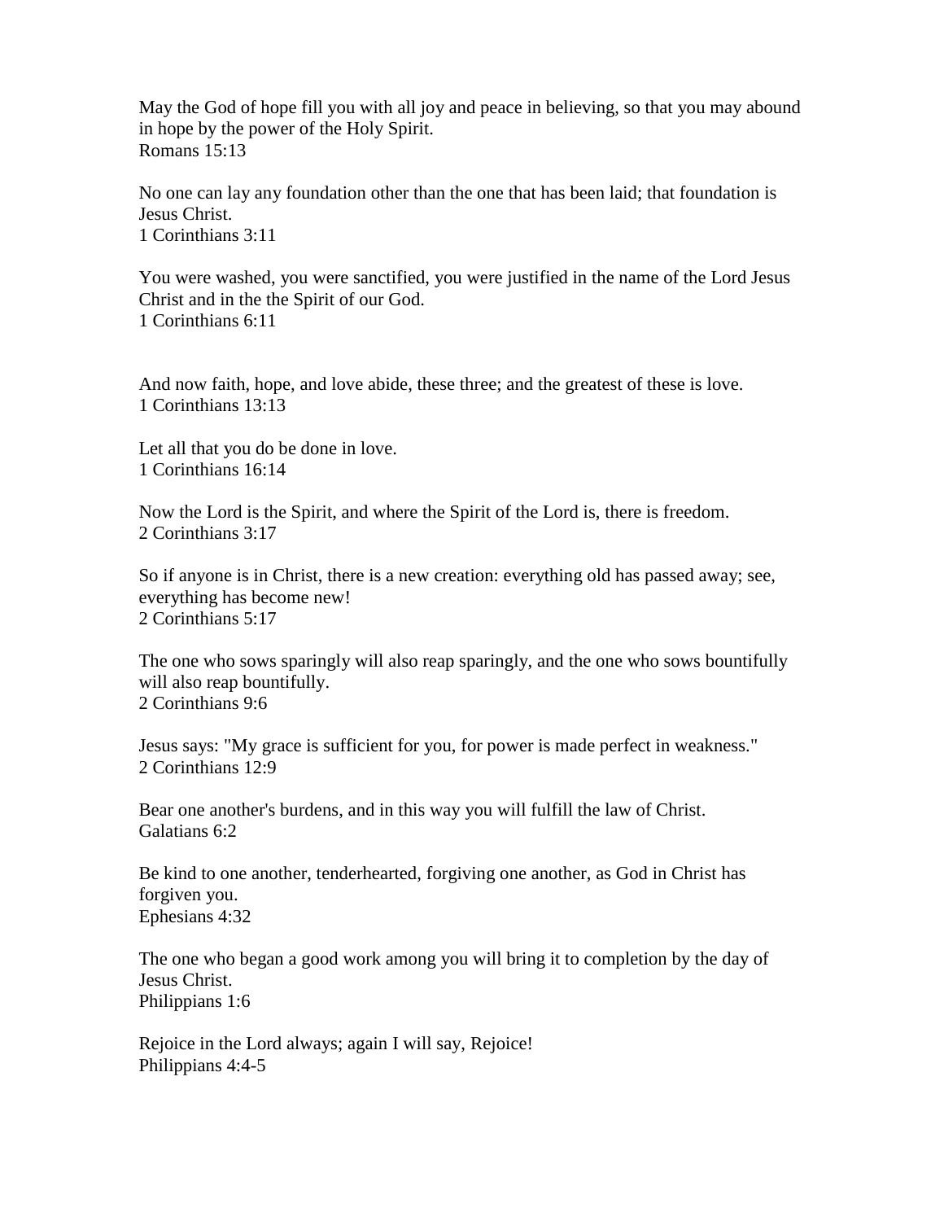May the God of hope fill you with all joy and peace in believing, so that you may abound in hope by the power of the Holy Spirit.
Romans 15:13

No one can lay any foundation other than the one that has been laid; that foundation is Jesus Christ.
1 Corinthians 3:11

You were washed, you were sanctified, you were justified in the name of the Lord Jesus Christ and in the the Spirit of our God.
1 Corinthians 6:11

And now faith, hope, and love abide, these three; and the greatest of these is love.
1 Corinthians 13:13

Let all that you do be done in love.
1 Corinthians 16:14

Now the Lord is the Spirit, and where the Spirit of the Lord is, there is freedom.
2 Corinthians 3:17

So if anyone is in Christ, there is a new creation: everything old has passed away; see, everything has become new!
2 Corinthians 5:17

The one who sows sparingly will also reap sparingly, and the one who sows bountifully will also reap bountifully.
2 Corinthians 9:6

Jesus says: "My grace is sufficient for you, for power is made perfect in weakness."
2 Corinthians 12:9

Bear one another's burdens, and in this way you will fulfill the law of Christ.
Galatians 6:2

Be kind to one another, tenderhearted, forgiving one another, as God in Christ has forgiven you.
Ephesians 4:32

The one who began a good work among you will bring it to completion by the day of Jesus Christ.
Philippians 1:6

Rejoice in the Lord always; again I will say, Rejoice!
Philippians 4:4-5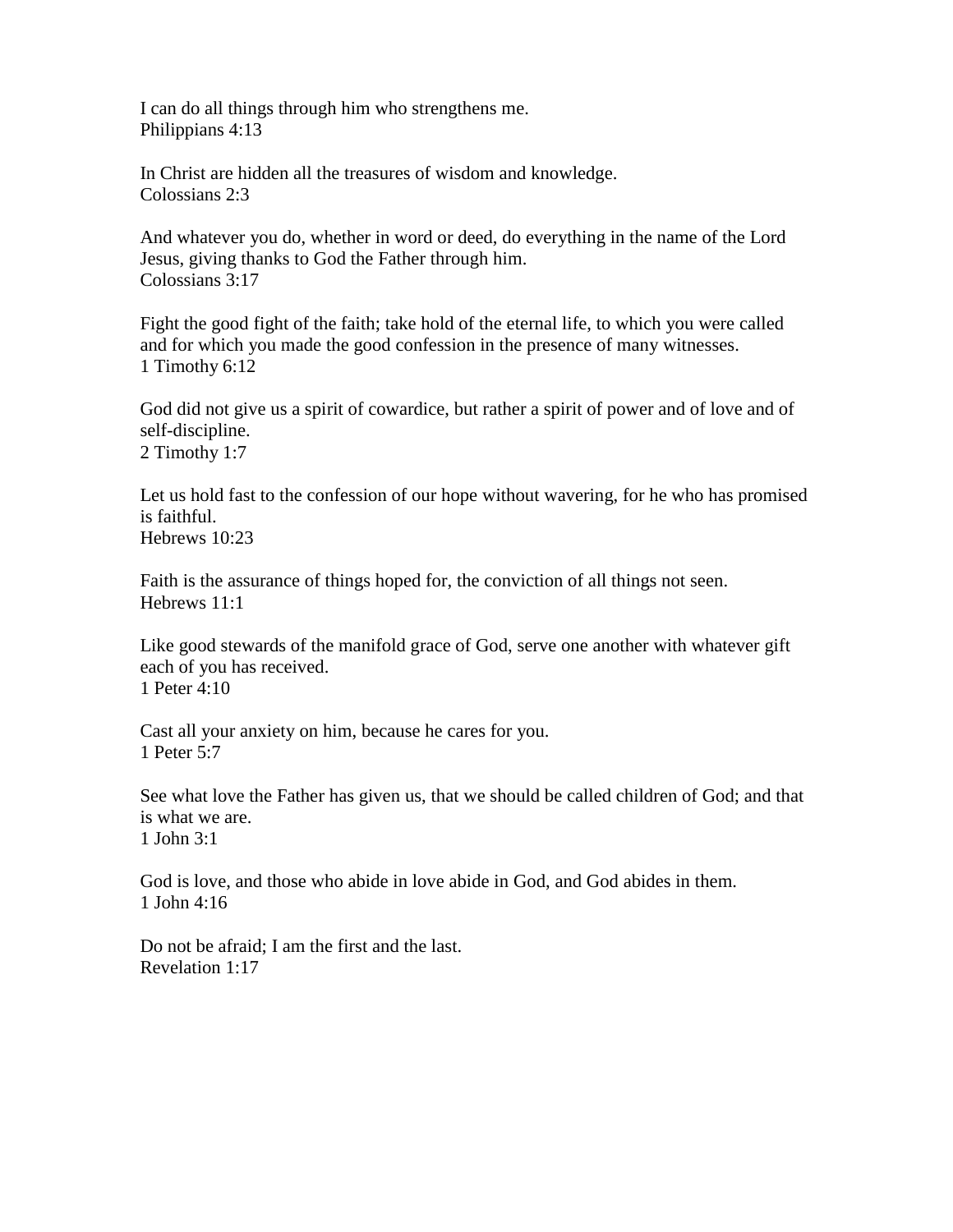I can do all things through him who strengthens me.
Philippians 4:13

In Christ are hidden all the treasures of wisdom and knowledge.
Colossians 2:3

And whatever you do, whether in word or deed, do everything in the name of the Lord Jesus, giving thanks to God the Father through him.
Colossians 3:17

Fight the good fight of the faith; take hold of the eternal life, to which you were called and for which you made the good confession in the presence of many witnesses.
1 Timothy 6:12

God did not give us a spirit of cowardice, but rather a spirit of power and of love and of self-discipline.
2 Timothy 1:7

Let us hold fast to the confession of our hope without wavering, for he who has promised is faithful.
Hebrews 10:23

Faith is the assurance of things hoped for, the conviction of all things not seen.
Hebrews 11:1

Like good stewards of the manifold grace of God, serve one another with whatever gift each of you has received.
1 Peter 4:10

Cast all your anxiety on him, because he cares for you.
1 Peter 5:7

See what love the Father has given us, that we should be called children of God; and that is what we are.
1 John 3:1

God is love, and those who abide in love abide in God, and God abides in them.
1 John 4:16

Do not be afraid; I am the first and the last.
Revelation 1:17